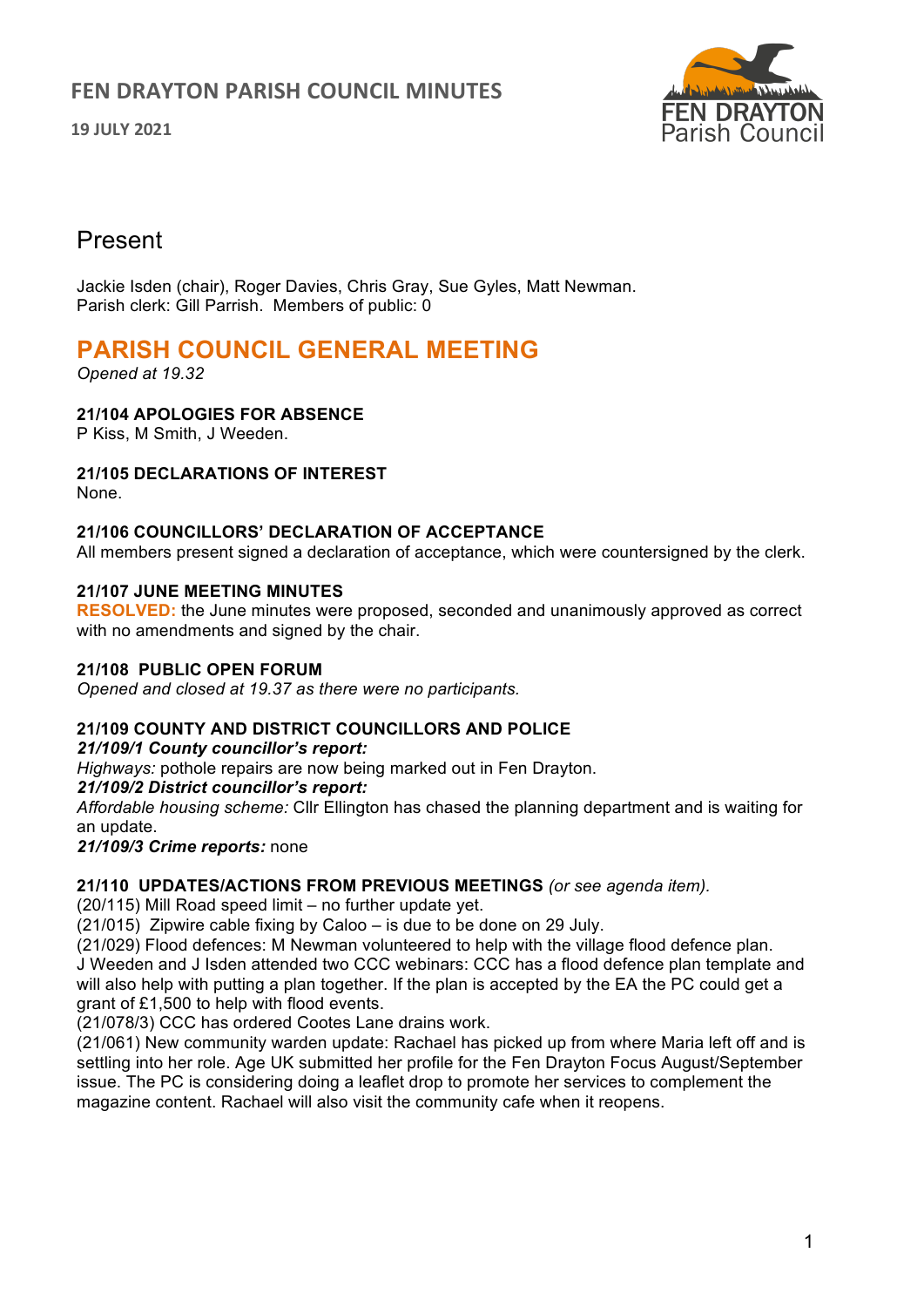# FEN DRAYTON PARISH COUNCIL MINUTES

**19 JULY 2021**

## Present

Jackie Isden (chair), Roger Davies, Chris Gray, Sue Gyles, Matt Newman.
Parish clerk: Gill Parrish. Members of public: 0

## PARISH COUNCIL GENERAL MEETING

*Opened at 19.32*

**21/104 APOLOGIES FOR ABSENCE**
P Kiss, M Smith, J Weeden.

**21/105 DECLARATIONS OF INTEREST**
None.

**21/106 COUNCILLORS' DECLARATION OF ACCEPTANCE**
All members present signed a declaration of acceptance, which were countersigned by the clerk.

**21/107 JUNE MEETING MINUTES**
**RESOLVED:** the June minutes were proposed, seconded and unanimously approved as correct with no amendments and signed by the chair.

**21/108 PUBLIC OPEN FORUM**
*Opened and closed at 19.37 as there were no participants.*

**21/109 COUNTY AND DISTRICT COUNCILLORS AND POLICE**
***21/109/1 County councillor's report:***
*Highways:* pothole repairs are now being marked out in Fen Drayton.
***21/109/2 District councillor's report:***
*Affordable housing scheme:* Cllr Ellington has chased the planning department and is waiting for an update.
***21/109/3 Crime reports:*** none

**21/110 UPDATES/ACTIONS FROM PREVIOUS MEETINGS** *(or see agenda item).*
(20/115) Mill Road speed limit – no further update yet.
(21/015) Zipwire cable fixing by Caloo – is due to be done on 29 July.
(21/029) Flood defences: M Newman volunteered to help with the village flood defence plan. J Weeden and J Isden attended two CCC webinars: CCC has a flood defence plan template and will also help with putting a plan together. If the plan is accepted by the EA the PC could get a grant of £1,500 to help with flood events.
(21/078/3) CCC has ordered Cootes Lane drains work.
(21/061) New community warden update: Rachael has picked up from where Maria left off and is settling into her role. Age UK submitted her profile for the Fen Drayton Focus August/September issue. The PC is considering doing a leaflet drop to promote her services to complement the magazine content. Rachael will also visit the community cafe when it reopens.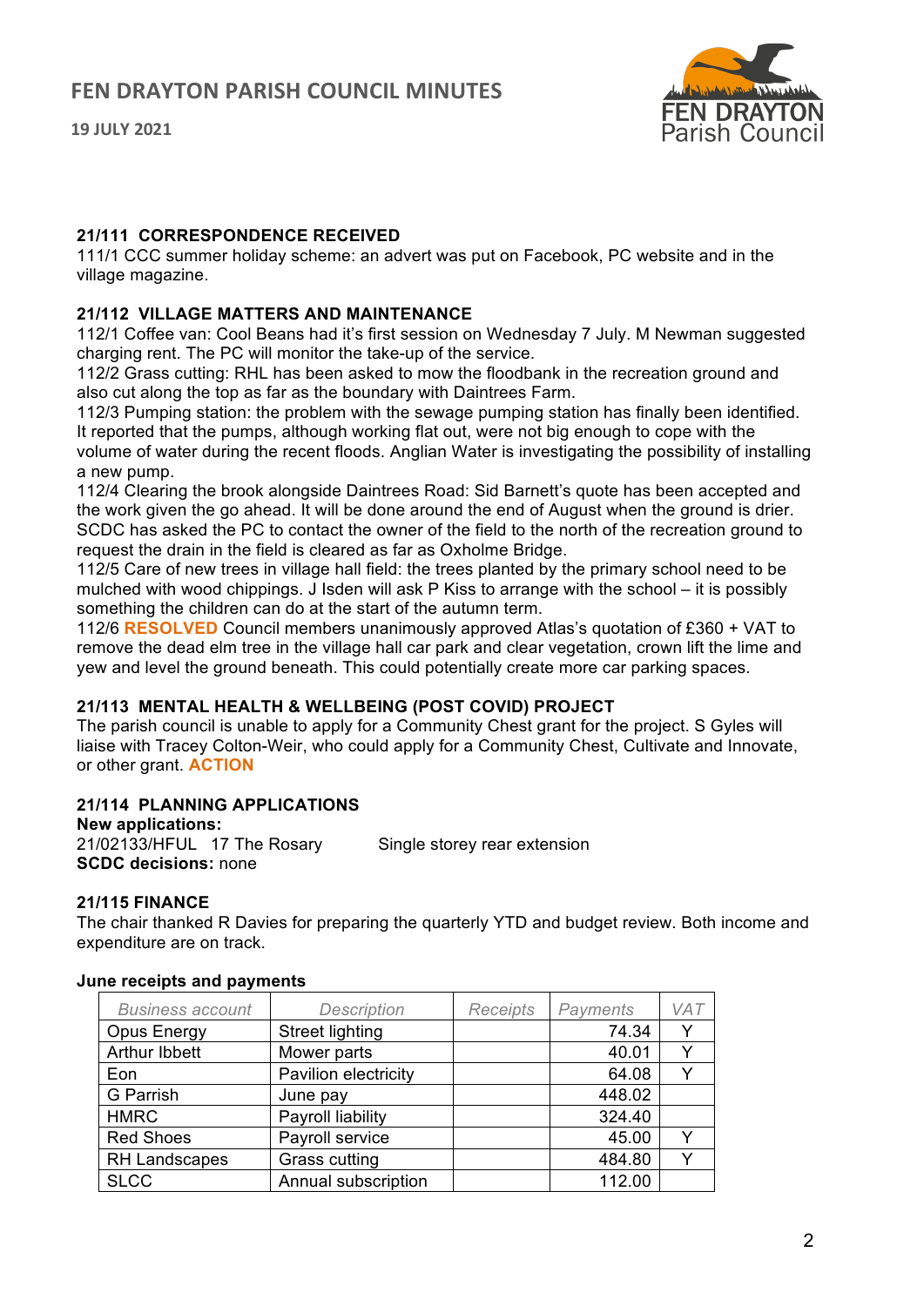### 21/111 CORRESPONDENCE RECEIVED

111/1 CCC summer holiday scheme: an advert was put on Facebook, PC website and in the village magazine.

### 21/112 VILLAGE MATTERS AND MAINTENANCE

112/1 Coffee van: Cool Beans had it's first session on Wednesday 7 July. M Newman suggested charging rent. The PC will monitor the take-up of the service.

112/2 Grass cutting: RHL has been asked to mow the floodbank in the recreation ground and also cut along the top as far as the boundary with Daintrees Farm.

112/3 Pumping station: the problem with the sewage pumping station has finally been identified. It reported that the pumps, although working flat out, were not big enough to cope with the volume of water during the recent floods. Anglian Water is investigating the possibility of installing a new pump.

112/4 Clearing the brook alongside Daintrees Road: Sid Barnett's quote has been accepted and the work given the go ahead. It will be done around the end of August when the ground is drier. SCDC has asked the PC to contact the owner of the field to the north of the recreation ground to request the drain in the field is cleared as far as Oxholme Bridge.

112/5 Care of new trees in village hall field: the trees planted by the primary school need to be mulched with wood chippings. J Isden will ask P Kiss to arrange with the school – it is possibly something the children can do at the start of the autumn term.

112/6 **RESOLVED** Council members unanimously approved Atlas's quotation of £360 + VAT to remove the dead elm tree in the village hall car park and clear vegetation, crown lift the lime and yew and level the ground beneath. This could potentially create more car parking spaces.

### 21/113 MENTAL HEALTH & WELLBEING (POST COVID) PROJECT

The parish council is unable to apply for a Community Chest grant for the project. S Gyles will liaise with Tracey Colton-Weir, who could apply for a Community Chest, Cultivate and Innovate, or other grant. **ACTION**

### 21/114 PLANNING APPLICATIONS

**New applications:**

21/02133/HFUL 17 The Rosary Single storey rear extension

**SCDC decisions:** none

### 21/115 FINANCE

The chair thanked R Davies for preparing the quarterly YTD and budget review. Both income and expenditure are on track.

**June receipts and payments**

| *Business account* | *Description* | *Receipts* | *Payments* | *VAT* |
|---|---|---|---|---|
| Opus Energy | Street lighting | | 74.34 | Y |
| Arthur Ibbett | Mower parts | | 40.01 | Y |
| Eon | Pavilion electricity | | 64.08 | Y |
| G Parrish | June pay | | 448.02 | |
| HMRC | Payroll liability | | 324.40 | |
| Red Shoes | Payroll service | | 45.00 | Y |
| RH Landscapes | Grass cutting | | 484.80 | Y |
| SLCC | Annual subscription | | 112.00 | |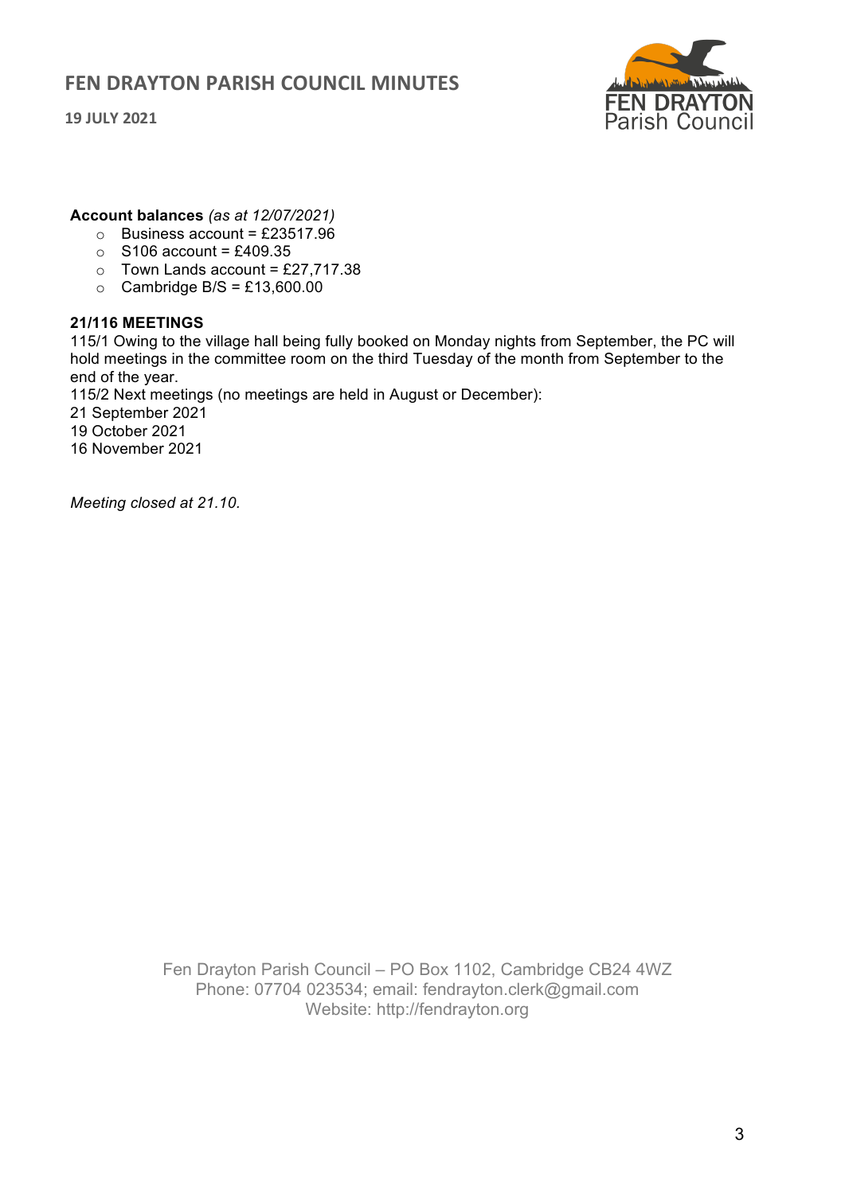**Account balances** *(as at 12/07/2021)*

- Business account = £23517.96
- S106 account = £409.35
- Town Lands account = £27,717.38
- Cambridge B/S = £13,600.00

**21/116 MEETINGS**

115/1 Owing to the village hall being fully booked on Monday nights from September, the PC will hold meetings in the committee room on the third Tuesday of the month from September to the end of the year.

115/2 Next meetings (no meetings are held in August or December):

21 September 2021
19 October 2021
16 November 2021

*Meeting closed at 21.10.*

Fen Drayton Parish Council – PO Box 1102, Cambridge CB24 4WZ
Phone: 07704 023534; email: fendrayton.clerk@gmail.com
Website: http://fendrayton.org